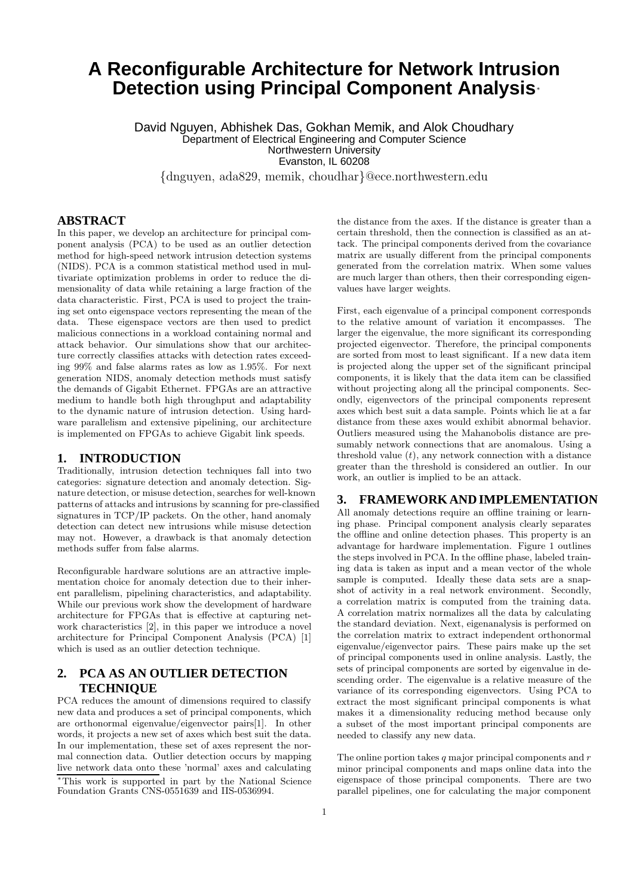# A Reconfigurable Architecture for Network Intrusion Detection using Principal Component Analysis*

David Nguyen, Abhishek Das, Gokhan Memik, and Alok Choudhary
Department of Electrical Engineering and Computer Science
Northwestern University
Evanston, IL 60208

{dnguyen, ada829, memik, choudhar}@ece.northwestern.edu

## ABSTRACT

In this paper, we develop an architecture for principal component analysis (PCA) to be used as an outlier detection method for high-speed network intrusion detection systems (NIDS). PCA is a common statistical method used in multivariate optimization problems in order to reduce the dimensionality of data while retaining a large fraction of the data characteristic. First, PCA is used to project the training set onto eigenspace vectors representing the mean of the data. These eigenspace vectors are then used to predict malicious connections in a workload containing normal and attack behavior. Our simulations show that our architecture correctly classifies attacks with detection rates exceeding 99% and false alarms rates as low as 1.95%. For next generation NIDS, anomaly detection methods must satisfy the demands of Gigabit Ethernet. FPGAs are an attractive medium to handle both high throughput and adaptability to the dynamic nature of intrusion detection. Using hardware parallelism and extensive pipelining, our architecture is implemented on FPGAs to achieve Gigabit link speeds.

## 1. INTRODUCTION

Traditionally, intrusion detection techniques fall into two categories: signature detection and anomaly detection. Signature detection, or misuse detection, searches for well-known patterns of attacks and intrusions by scanning for pre-classified signatures in TCP/IP packets. On the other, hand anomaly detection can detect new intrusions while misuse detection may not. However, a drawback is that anomaly detection methods suffer from false alarms.

Reconfigurable hardware solutions are an attractive implementation choice for anomaly detection due to their inherent parallelism, pipelining characteristics, and adaptability. While our previous work show the development of hardware architecture for FPGAs that is effective at capturing network characteristics [2], in this paper we introduce a novel architecture for Principal Component Analysis (PCA) [1] which is used as an outlier detection technique.

## 2. PCA AS AN OUTLIER DETECTION TECHNIQUE

PCA reduces the amount of dimensions required to classify new data and produces a set of principal components, which are orthonormal eigenvalue/eigenvector pairs[1]. In other words, it projects a new set of axes which best suit the data. In our implementation, these set of axes represent the normal connection data. Outlier detection occurs by mapping live network data onto these 'normal' axes and calculating the distance from the axes. If the distance is greater than a certain threshold, then the connection is classified as an attack. The principal components derived from the covariance matrix are usually different from the principal components generated from the correlation matrix. When some values are much larger than others, then their corresponding eigenvalues have larger weights.

First, each eigenvalue of a principal component corresponds to the relative amount of variation it encompasses. The larger the eigenvalue, the more significant its corresponding projected eigenvector. Therefore, the principal components are sorted from most to least significant. If a new data item is projected along the upper set of the significant principal components, it is likely that the data item can be classified without projecting along all the principal components. Secondly, eigenvectors of the principal components represent axes which best suit a data sample. Points which lie at a far distance from these axes would exhibit abnormal behavior. Outliers measured using the Mahanobolis distance are presumably network connections that are anomalous. Using a threshold value ($t$), any network connection with a distance greater than the threshold is considered an outlier. In our work, an outlier is implied to be an attack.

## 3. FRAMEWORK AND IMPLEMENTATION

All anomaly detections require an offline training or learning phase. Principal component analysis clearly separates the offline and online detection phases. This property is an advantage for hardware implementation. Figure 1 outlines the steps involved in PCA. In the offline phase, labeled training data is taken as input and a mean vector of the whole sample is computed. Ideally these data sets are a snapshot of activity in a real network environment. Secondly, a correlation matrix is computed from the training data. A correlation matrix normalizes all the data by calculating the standard deviation. Next, eigenanalysis is performed on the correlation matrix to extract independent orthonormal eigenvalue/eigenvector pairs. These pairs make up the set of principal components used in online analysis. Lastly, the sets of principal components are sorted by eigenvalue in descending order. The eigenvalue is a relative measure of the variance of its corresponding eigenvectors. Using PCA to extract the most significant principal components is what makes it a dimensionality reducing method because only a subset of the most important principal components are needed to classify any new data.

The online portion takes $q$ major principal components and $r$ minor principal components and maps online data into the eigenspace of those principal components. There are two parallel pipelines, one for calculating the major component

*This work is supported in part by the National Science Foundation Grants CNS-0551639 and IIS-0536994.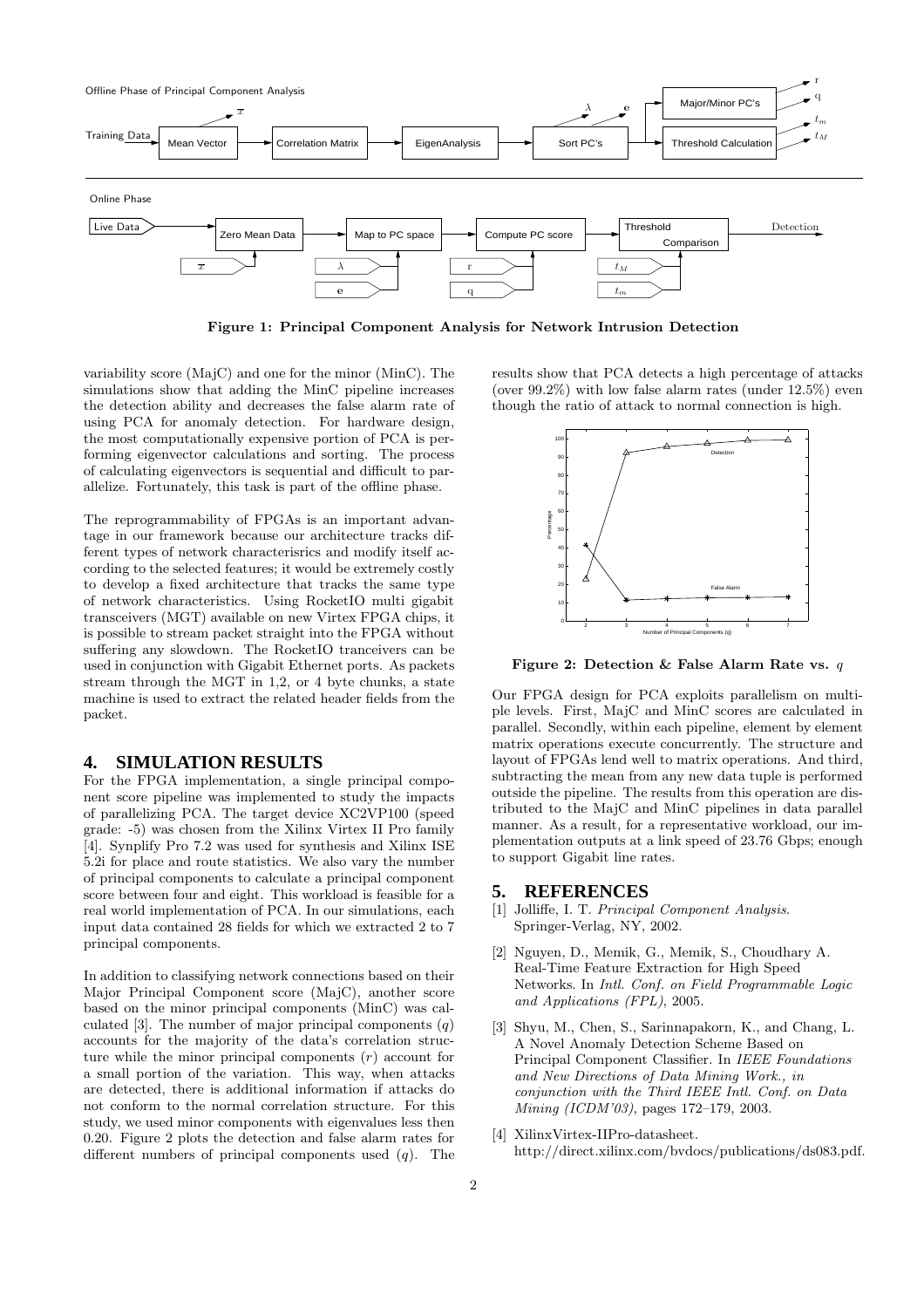Offline Phase of Principal Component Analysis

Training Data

Mean Vector

Correlation Matrix

EigenAnalysis

Sort PC's

Major/Minor PC's

Threshold Calculation

$\overline{x}$

$\lambda$

$\mathbf{e}$

r

q

$t_m$

$t_M$

Online Phase

Live Data

Zero Mean Data

Map to PC space

Compute PC score

Threshold Comparison

Detection

$\overline{x}$

$\lambda$

$\mathbf{e}$

r

q

$t_M$

$t_m$

**Figure 1: Principal Component Analysis for Network Intrusion Detection**

variability score (MajC) and one for the minor (MinC). The simulations show that adding the MinC pipeline increases the detection ability and decreases the false alarm rate of using PCA for anomaly detection. For hardware design, the most computationally expensive portion of PCA is performing eigenvector calculations and sorting. The process of calculating eigenvectors is sequential and difficult to parallelize. Fortunately, this task is part of the offline phase.

The reprogrammability of FPGAs is an important advantage in our framework because our architecture tracks different types of network characterisrics and modify itself according to the selected features; it would be extremely costly to develop a fixed architecture that tracks the same type of network characteristics. Using RocketIO multi gigabit transceivers (MGT) available on new Virtex FPGA chips, it is possible to stream packet straight into the FPGA without suffering any slowdown. The RocketIO tranceivers can be used in conjunction with Gigabit Ethernet ports. As packets stream through the MGT in 1,2, or 4 byte chunks, a state machine is used to extract the related header fields from the packet.

## 4. SIMULATION RESULTS

For the FPGA implementation, a single principal component score pipeline was implemented to study the impacts of parallelizing PCA. The target device XC2VP100 (speed grade: -5) was chosen from the Xilinx Virtex II Pro family [4]. Synplify Pro 7.2 was used for synthesis and Xilinx ISE 5.2i for place and route statistics. We also vary the number of principal components to calculate a principal component score between four and eight. This workload is feasible for a real world implementation of PCA. In our simulations, each input data contained 28 fields for which we extracted 2 to 7 principal components.

In addition to classifying network connections based on their Major Principal Component score (MajC), another score based on the minor principal components (MinC) was calculated [3]. The number of major principal components ($q$) accounts for the majority of the data's correlation structure while the minor principal components ($r$) account for a small portion of the variation. This way, when attacks are detected, there is additional information if attacks do not conform to the normal correlation structure. For this study, we used minor components with eigenvalues less then 0.20. Figure 2 plots the detection and false alarm rates for different numbers of principal components used ($q$). The results show that PCA detects a high percentage of attacks (over 99.2%) with low false alarm rates (under 12.5%) even though the ratio of attack to normal connection is high.

Percentage

0 10 20 30 40 50 60 70 80 90 100

Detection

False Alarm

2 3 4 5 6 7

Number of Principal Components (q)

**Figure 2: Detection & False Alarm Rate vs. $q$**

Our FPGA design for PCA exploits parallelism on multiple levels. First, MajC and MinC scores are calculated in parallel. Secondly, within each pipeline, element by element matrix operations execute concurrently. The structure and layout of FPGAs lend well to matrix operations. And third, subtracting the mean from any new data tuple is performed outside the pipeline. The results from this operation are distributed to the MajC and MinC pipelines in data parallel manner. As a result, for a representative workload, our implementation outputs at a link speed of 23.76 Gbps; enough to support Gigabit line rates.

## 5. REFERENCES

[1] Jolliffe, I. T. *Principal Component Analysis*. Springer-Verlag, NY, 2002.

[2] Nguyen, D., Memik, G., Memik, S., Choudhary A. Real-Time Feature Extraction for High Speed Networks. In *Intl. Conf. on Field Programmable Logic and Applications (FPL)*, 2005.

[3] Shyu, M., Chen, S., Sarinnapakorn, K., and Chang, L. A Novel Anomaly Detection Scheme Based on Principal Component Classifier. In *IEEE Foundations and New Directions of Data Mining Work., in conjunction with the Third IEEE Intl. Conf. on Data Mining (ICDM'03)*, pages 172–179, 2003.

[4] XilinxVirtex-IIPro-datasheet. http://direct.xilinx.com/bvdocs/publications/ds083.pdf.